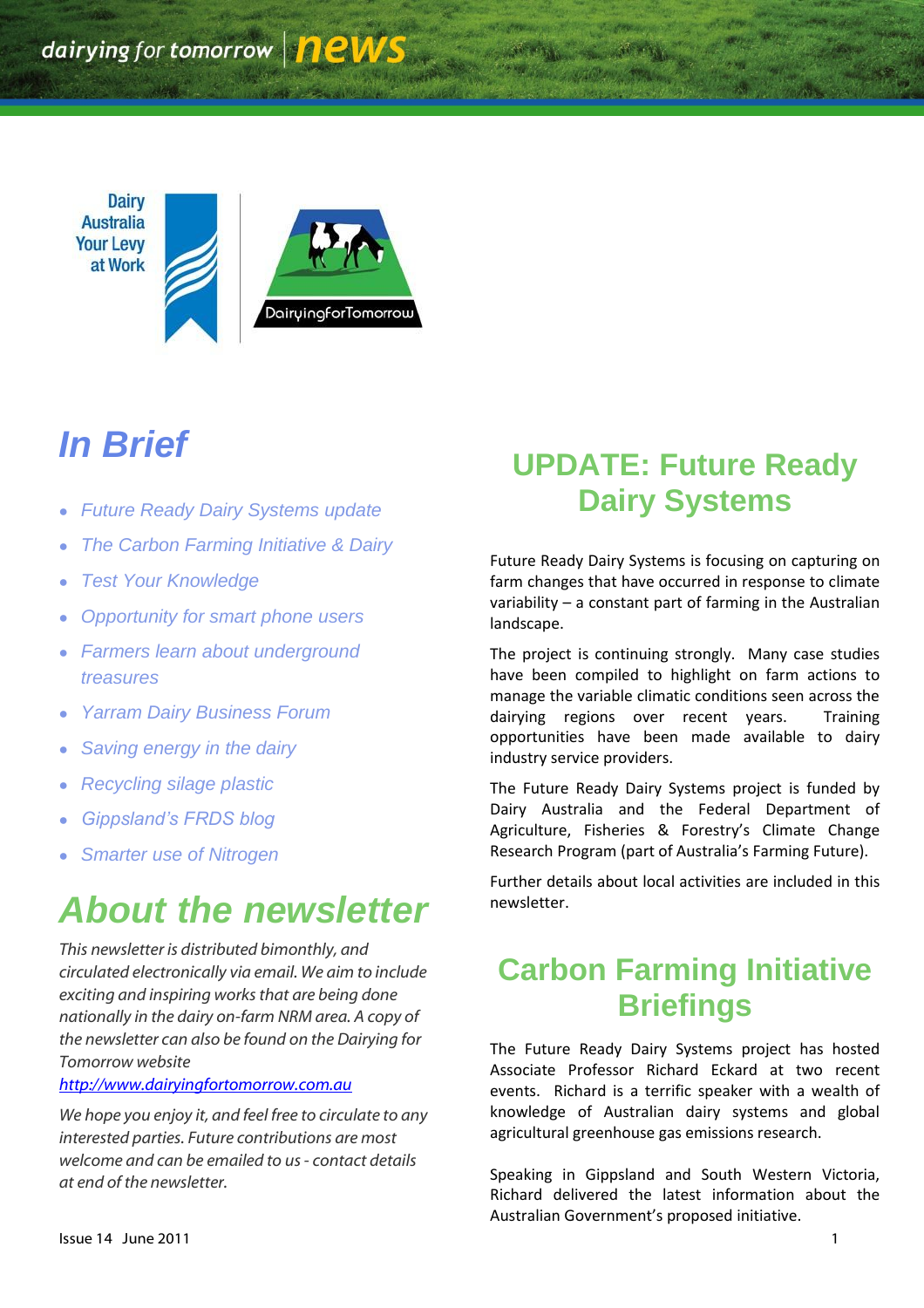dairying for tomorrow | news

Dairy Australia Your Levy at Work

DairyingforTomorrow

# In Brief

- *Future Ready Dairy Systems update*
- *The Carbon Farming Initiative & Dairy*
- *Test Your Knowledge*
- *Opportunity for smart phone users*
- *Farmers learn about underground treasures*
- *Yarram Dairy Business Forum*
- *Saving energy in the dairy*
- *Recycling silage plastic*
- *Gippsland's FRDS blog*
- *Smarter use of Nitrogen*

# About the newsletter

*This newsletter is distributed bimonthly, and circulated electronically via email. We aim to include exciting and inspiring works that are being done nationally in the dairy on-farm NRM area. A copy of the newsletter can also be found on the Dairying for Tomorrow website* [http://www.dairyingfortomorrow.com.au](http://www.dairyingfortomorrow.com.au)

*We hope you enjoy it, and feel free to circulate to any interested parties. Future contributions are most welcome and can be emailed to us - contact details at end of the newsletter.*

Issue 14 June 2011

## UPDATE: Future Ready Dairy Systems

Future Ready Dairy Systems is focusing on capturing on farm changes that have occurred in response to climate variability – a constant part of farming in the Australian landscape.

The project is continuing strongly. Many case studies have been compiled to highlight on farm actions to manage the variable climatic conditions seen across the dairying regions over recent years. Training opportunities have made available to dairy industry service providers.

The Future Ready Dairy Systems project is funded by Dairy Australia and the Federal Department of Agriculture, Fisheries & Forestry's Climate Change Research Program (part of Australia's Farming Future).

Further details about local activities are included in this newsletter.

## Carbon Farming Initiative Briefings

The Future Ready Dairy Systems project has hosted Associate Professor Richard Eckard at two recent events. Richard is a terrific speaker with a wealth of knowledge of Australian dairy systems and global agricultural greenhouse gas emissions research.

Speaking in Gippsland and South Western Victoria, Richard delivered the latest information about the Australian Government's proposed initiative.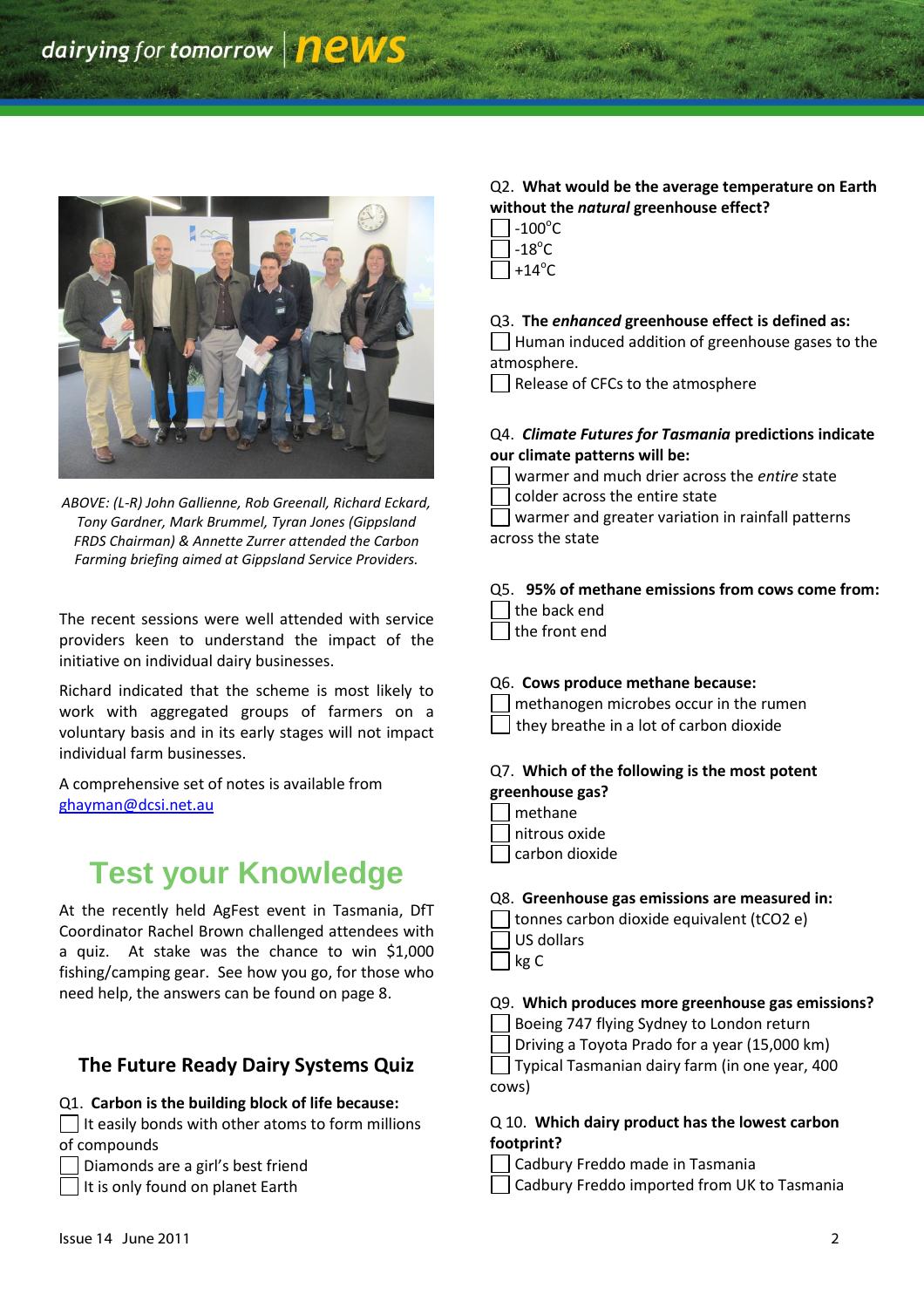ABOVE: (L-R) John Gallienne, Rob Greenall, Richard Eckard, Tony Gardner, Mark Brummel, Tyran Jones (Gippsland FRDS Chairman) & Annette Zurrer attended the Carbon Farming briefing aimed at Gippsland Service Providers.

The recent sessions were well attended with service providers keen to understand the impact of the initiative on individual dairy businesses.

Richard indicated that the scheme is most likely to work with aggregated groups of farmers on a voluntary basis and in its early stages will not impact individual farm businesses.

A comprehensive set of notes is available from [ghayman@dcsi.net.au](mailto:ghayman@dcsi.net.au)

## Test your Knowledge

At the recently held AgFest event in Tasmania, DfT Coordinator Rachel Brown challenged attendees with a quiz. At stake was the chance to win $1,000 fishing/camping gear. See how you go, for those who need help, the answers can be found on page 8.

### The Future Ready Dairy Systems Quiz

Q1. **Carbon is the building block of life because:**

- [ ] It easily bonds with other atoms to form millions of compounds
- [ ] Diamonds are a girl's best friend
- [ ] It is only found on planet Earth

Q2. **What would be the average temperature on Earth without the *natural* greenhouse effect?**

- [ ] -100°C
- [ ] -18°C
- [ ] +14°C

Q3. **The *enhanced* greenhouse effect is defined as:**

- [ ] Human induced addition of greenhouse gases to the atmosphere.
- [ ] Release of CFCs to the atmosphere

Q4. ***Climate Futures for Tasmania* predictions indicate our climate patterns will be:**

- [ ] warmer and much drier across the *entire* state
- [ ] colder across the entire state
- [ ] warmer and greater variation in rainfall patterns across the state

Q5. **95% of methane emissions from cows come from:**

- [ ] the back end
- [ ] the front end

Q6. **Cows produce methane because:**

- [ ] methanogen microbes occur in the rumen
- [ ] they breathe in a lot of carbon dioxide

Q7. **Which of the following is the most potent greenhouse gas?**

- [ ] methane
- [ ] nitrous oxide
- [ ] carbon dioxide

Q8. **Greenhouse gas emissions are measured in:**

- [ ] tonnes carbon dioxide equivalent (tCO2 e)
- [ ] US dollars
- [ ] kg C

Q9. **Which produces more greenhouse gas emissions?**

- [ ] Boeing 747 flying Sydney to London return
- [ ] Driving a Toyota Prado for a year (15,000 km)
- [ ] Typical Tasmanian dairy farm (in one year, 400 cows)

Q 10. **Which dairy product has the lowest carbon footprint?**

- [ ] Cadbury Freddo made in Tasmania
- [ ] Cadbury Freddo imported from UK to Tasmania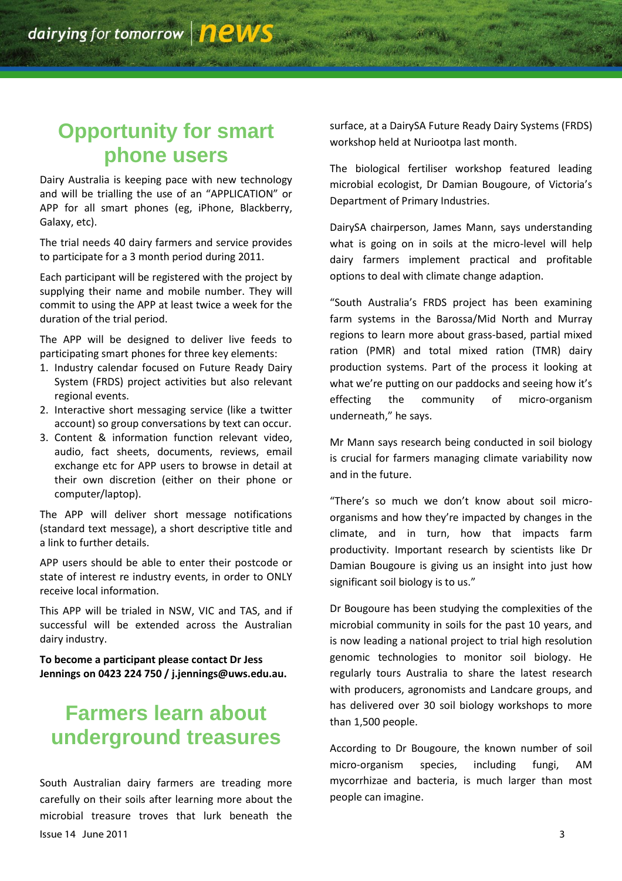## Opportunity for smart phone users

Dairy Australia is keeping pace with new technology and will be trialling the use of an "APPLICATION" or APP for all smart phones (eg, iPhone, Blackberry, Galaxy, etc).

The trial needs 40 dairy farmers and service provides to participate for a 3 month period during 2011.

Each participant will be registered with the project by supplying their name and mobile number. They will commit to using the APP at least twice a week for the duration of the trial period.

The APP will be designed to deliver live feeds to participating smart phones for three key elements:

1. Industry calendar focused on Future Ready Dairy System (FRDS) project activities but also relevant regional events.
2. Interactive short messaging service (like a twitter account) so group conversations by text can occur.
3. Content & information function relevant video, audio, fact sheets, documents, reviews, email exchange etc for APP users to browse in detail at their own discretion (either on their phone or computer/laptop).

The APP will deliver short message notifications (standard text message), a short descriptive title and a link to further details.

APP users should be able to enter their postcode or state of interest re industry events, in order to ONLY receive local information.

This APP will be trialed in NSW, VIC and TAS, and if successful will be extended across the Australian dairy industry.

**To become a participant please contact Dr Jess Jennings on 0423 224 750 / j.jennings@uws.edu.au.**

## Farmers learn about underground treasures

South Australian dairy farmers are treading more carefully on their soils after learning more about the microbial treasure troves that lurk beneath the surface, at a DairySA Future Ready Dairy Systems (FRDS) workshop held at Nuriootpa last month.

The biological fertiliser workshop featured leading microbial ecologist, Dr Damian Bougoure, of Victoria's Department of Primary Industries.

DairySA chairperson, James Mann, says understanding what is going on in soils at the micro-level will help dairy farmers implement practical and profitable options to deal with climate change adaption.

"South Australia's FRDS project has been examining farm systems in the Barossa/Mid North and Murray regions to learn more about grass-based, partial mixed ration (PMR) and total mixed ration (TMR) dairy production systems. Part of the process it looking at what we're putting on our paddocks and seeing how it's effecting the community of micro-organism underneath," he says.

Mr Mann says research being conducted in soil biology is crucial for farmers managing climate variability now and in the future.

"There's so much we don't know about soil micro-organisms and how they're impacted by changes in the climate, and in turn, how that impacts farm productivity. Important research by scientists like Dr Damian Bougoure is giving us an insight into just how significant soil biology is to us."

Dr Bougoure has been studying the complexities of the microbial community in soils for the past 10 years, and is now leading a national project to trial high resolution genomic technologies to monitor soil biology. He regularly tours Australia to share the latest research with producers, agronomists and Landcare groups, and has delivered over 30 soil biology workshops to more than 1,500 people.

According to Dr Bougoure, the known number of soil micro-organism species, including fungi, AM mycorrhizae and bacteria, is much larger than most people can imagine.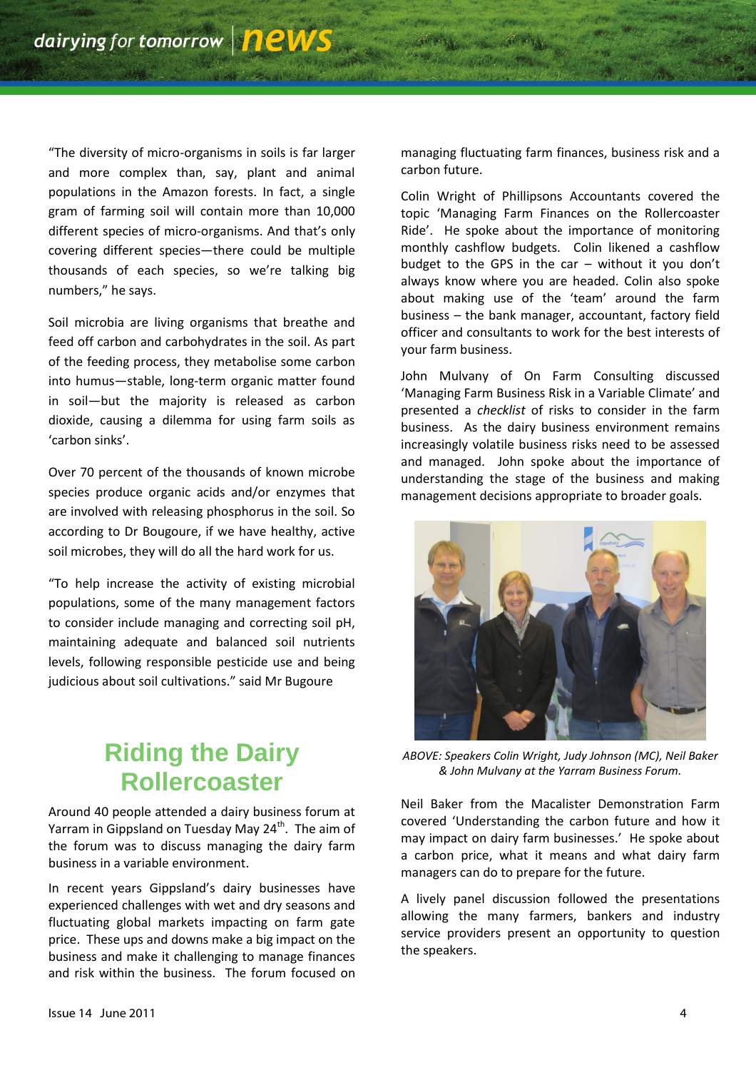"The diversity of micro-organisms in soils is far larger and more complex than, say, plant and animal populations in the Amazon forests. In fact, a single gram of farming soil will contain more than 10,000 different species of micro-organisms. And that's only covering different species—there could be multiple thousands of each species, so we're talking big numbers," he says.

Soil microbia are living organisms that breathe and feed off carbon and carbohydrates in the soil. As part of the feeding process, they metabolise some carbon into humus—stable, long-term organic matter found in soil—but the majority is released as carbon dioxide, causing a dilemma for using farm soils as 'carbon sinks'.

Over 70 percent of the thousands of known microbe species produce organic acids and/or enzymes that are involved with releasing phosphorus in the soil. So according to Dr Bougoure, if we have healthy, active soil microbes, they will do all the hard work for us.

"To help increase the activity of existing microbial populations, some of the many management factors to consider include managing and correcting soil pH, maintaining adequate and balanced soil nutrients levels, following responsible pesticide use and being judicious about soil cultivations." said Mr Bugoure

## Riding the Dairy Rollercoaster

Around 40 people attended a dairy business forum at Yarram in Gippsland on Tuesday May 24th. The aim of the forum was to discuss managing the dairy farm business in a variable environment.

In recent years Gippsland's dairy businesses have experienced challenges with wet and dry seasons and fluctuating global markets impacting on farm gate price. These ups and downs make a big impact on the business and make it challenging to manage finances and risk within the business. The forum focused on managing fluctuating farm finances, business risk and a carbon future.

Colin Wright of Phillipsons Accountants covered the topic 'Managing Farm Finances on the Rollercoaster Ride'. He spoke about the importance of monitoring monthly cashflow budgets. Colin likened a cashflow budget to the GPS in the car – without it you don't always know where you are headed. Colin also spoke about making use of the 'team' around the farm business – the bank manager, accountant, factory field officer and consultants to work for the best interests of your farm business.

John Mulvany of On Farm Consulting discussed 'Managing Farm Business Risk in a Variable Climate' and presented a *checklist* of risks to consider in the farm business. As the dairy business environment remains increasingly volatile business risks need to be assessed and managed. John spoke about the importance of understanding the stage of the business and making management decisions appropriate to broader goals.

*ABOVE: Speakers Colin Wright, Judy Johnson (MC), Neil Baker & John Mulvany at the Yarram Business Forum.*

Neil Baker from the Macalister Demonstration Farm covered 'Understanding the carbon future and how it may impact on dairy farm businesses.' He spoke about a carbon price, what it means and what dairy farm managers can do to prepare for the future.

A lively panel discussion followed the presentations allowing the many farmers, bankers and industry service providers present an opportunity to question the speakers.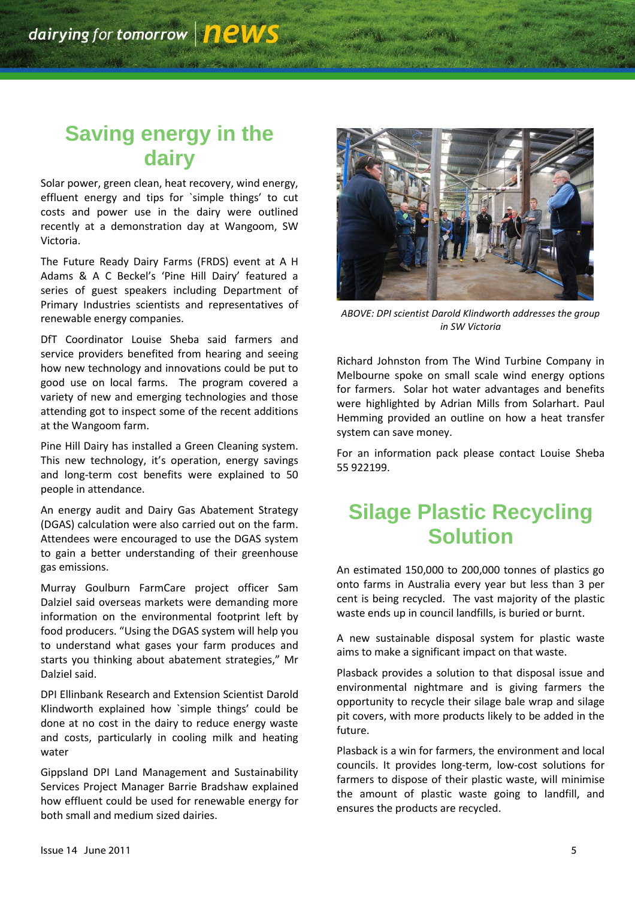# Saving energy in the dairy

Solar power, green clean, heat recovery, wind energy, effluent energy and tips for `simple things' to cut costs and power use in the dairy were outlined recently at a demonstration day at Wangoom, SW Victoria.

The Future Ready Dairy Farms (FRDS) event at A H Adams & A C Beckel's 'Pine Hill Dairy' featured a series of guest speakers including Department of Primary Industries scientists and representatives of renewable energy companies.

DfT Coordinator Louise Sheba said farmers and service providers benefited from hearing and seeing how new technology and innovations could be put to good use on local farms. The program covered a variety of new and emerging technologies and those attending got to inspect some of the recent additions at the Wangoom farm.

Pine Hill Dairy has installed a Green Cleaning system. This new technology, it's operation, energy savings and long-term cost benefits were explained to 50 people in attendance.

An energy audit and Dairy Gas Abatement Strategy (DGAS) calculation were also carried out on the farm. Attendees were encouraged to use the DGAS system to gain a better understanding of their greenhouse gas emissions.

Murray Goulburn FarmCare project officer Sam Dalziel said overseas markets were demanding more information on the environmental footprint left by food producers. "Using the DGAS system will help you to understand what gases your farm produces and starts you thinking about abatement strategies," Mr Dalziel said.

DPI Ellinbank Research and Extension Scientist Darold Klindworth explained how `simple things' could be done at no cost in the dairy to reduce energy waste and costs, particularly in cooling milk and heating water

Gippsland DPI Land Management and Sustainability Services Project Manager Barrie Bradshaw explained how effluent could be used for renewable energy for both small and medium sized dairies.

*ABOVE: DPI scientist Darold Klindworth addresses the group in SW Victoria*

Richard Johnston from The Wind Turbine Company in Melbourne spoke on small scale wind energy options for farmers. Solar hot water advantages and benefits were highlighted by Adrian Mills from Solarhart. Paul Hemming provided an outline on how a heat transfer system can save money.

For an information pack please contact Louise Sheba 55 922199.

# Silage Plastic Recycling Solution

An estimated 150,000 to 200,000 tonnes of plastics go onto farms in Australia every year but less than 3 per cent is being recycled. The vast majority of the plastic waste ends up in council landfills, is buried or burnt.

A new sustainable disposal system for plastic waste aims to make a significant impact on that waste.

Plasback provides a solution to that disposal issue and environmental nightmare and is giving farmers the opportunity to recycle their silage bale wrap and silage pit covers, with more products likely to be added in the future.

Plasback is a win for farmers, the environment and local councils. It provides long-term, low-cost solutions for farmers to dispose of their plastic waste, will minimise the amount of plastic waste going to landfill, and ensures the products are recycled.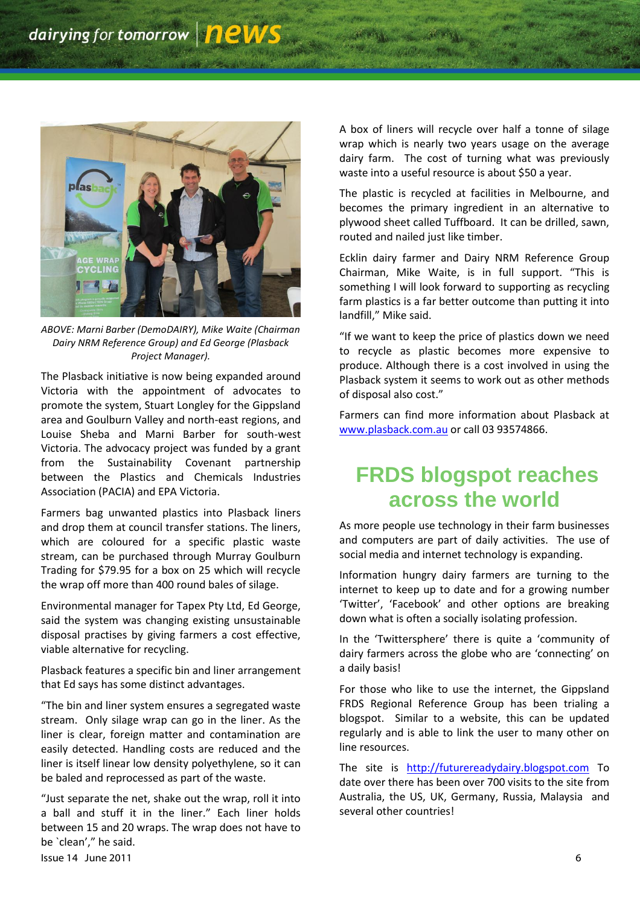ABOVE: Marni Barber (DemoDAIRY), Mike Waite (Chairman Dairy NRM Reference Group) and Ed George (Plasback Project Manager).

The Plasback initiative is now being expanded around Victoria with the appointment of advocates to promote the system, Stuart Longley for the Gippsland area and Goulburn Valley and north-east regions, and Louise Sheba and Marni Barber for south-west Victoria. The advocacy project was funded by a grant from the Sustainability Covenant partnership between the Plastics and Chemicals Industries Association (PACIA) and EPA Victoria.

Farmers bag unwanted plastics into Plasback liners and drop them at council transfer stations. The liners, which are coloured for a specific plastic waste stream, can be purchased through Murray Goulburn Trading for $79.95 for a box on 25 which will recycle the wrap off more than 400 round bales of silage.

Environmental manager for Tapex Pty Ltd, Ed George, said the system was changing existing unsustainable disposal practises by giving farmers a cost effective, viable alternative for recycling.

Plasback features a specific bin and liner arrangement that Ed says has some distinct advantages.

"The bin and liner system ensures a segregated waste stream. Only silage wrap can go in the liner. As the liner is clear, foreign matter and contamination are easily detected. Handling costs are reduced and the liner is itself linear low density polyethylene, so it can be baled and reprocessed as part of the waste.

"Just separate the net, shake out the wrap, roll it into a ball and stuff it in the liner." Each liner holds between 15 and 20 wraps. The wrap does not have to be `clean'," he said.

A box of liners will recycle over half a tonne of silage wrap which is nearly two years usage on the average dairy farm. The cost of turning what was previously waste into a useful resource is about $50 a year.

The plastic is recycled at facilities in Melbourne, and becomes the primary ingredient in an alternative to plywood sheet called Tuffboard. It can be drilled, sawn, routed and nailed just like timber.

Ecklin dairy farmer and Dairy NRM Reference Group Chairman, Mike Waite, is in full support. "This is something I will look forward to supporting as recycling farm plastics is a far better outcome than putting it into landfill," Mike said.

"If we want to keep the price of plastics down we need to recycle as plastic becomes more expensive to produce. Although there is a cost involved in using the Plasback system it seems to work out as other methods of disposal also cost."

Farmers can find more information about Plasback at www.plasback.com.au or call 03 93574866.

# FRDS blogspot reaches across the world

As more people use technology in their farm businesses and computers are part of daily activities. The use of social media and internet technology is expanding.

Information hungry dairy farmers are turning to the internet to keep up to date and for a growing number 'Twitter', 'Facebook' and other options are breaking down what is often a socially isolating profession.

In the 'Twittersphere' there is quite a 'community of dairy farmers across the globe who are 'connecting' on a daily basis!

For those who like to use the internet, the Gippsland FRDS Regional Reference Group has been trialing a blogspot. Similar to a website, this can be updated regularly and is able to link the user to many other on line resources.

The site is http://futurereadydairy.blogspot.com To date over there has been over 700 visits to the site from Australia, the US, UK, Germany, Russia, Malaysia and several other countries!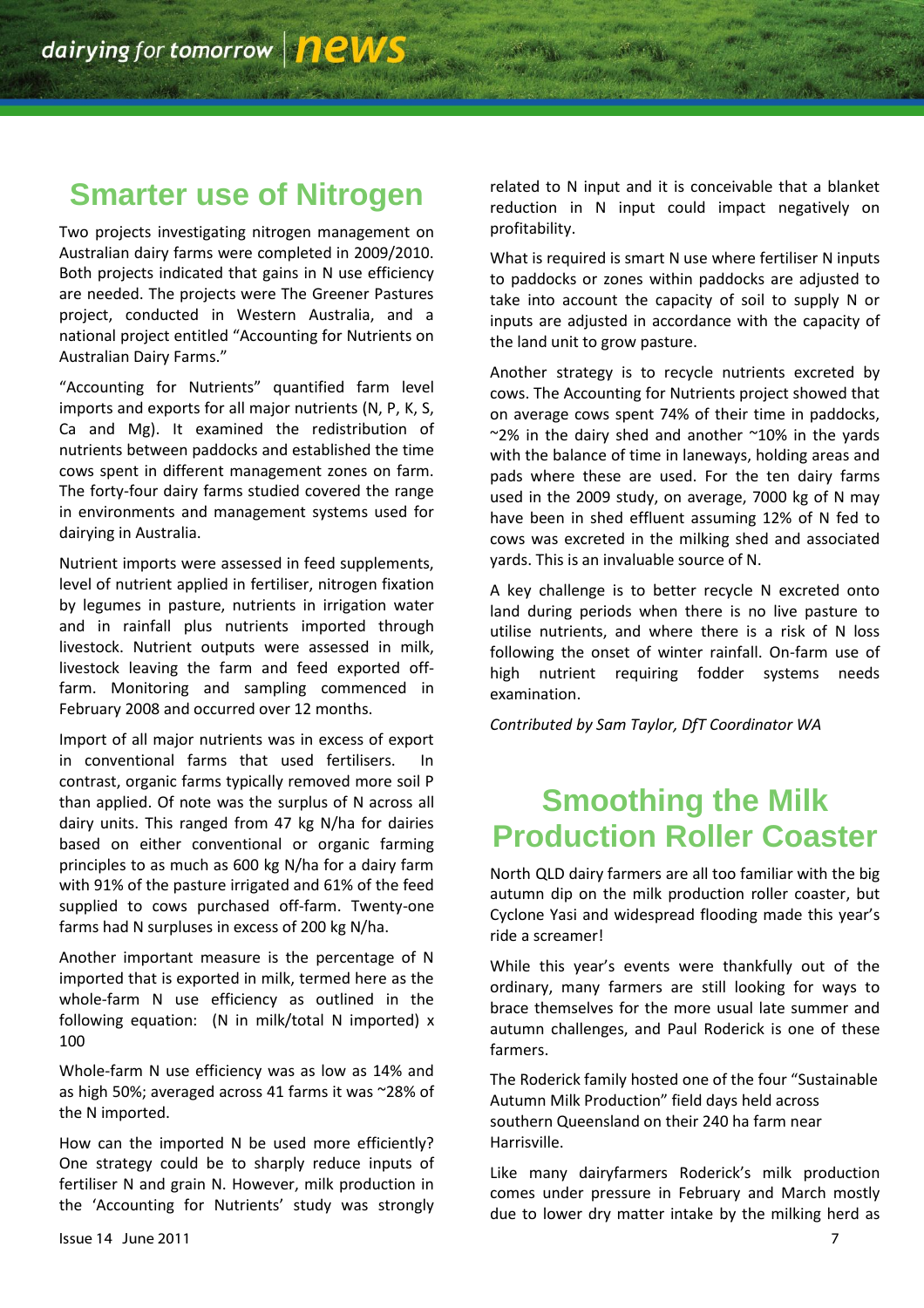# Smarter use of Nitrogen

Two projects investigating nitrogen management on Australian dairy farms were completed in 2009/2010. Both projects indicated that gains in N use efficiency are needed. The projects were The Greener Pastures project, conducted in Western Australia, and a national project entitled "Accounting for Nutrients on Australian Dairy Farms."

"Accounting for Nutrients" quantified farm level imports and exports for all major nutrients (N, P, K, S, Ca and Mg). It examined the redistribution of nutrients between paddocks and established the time cows spent in different management zones on farm. The forty-four dairy farms studied covered the range in environments and management systems used for dairying in Australia.

Nutrient imports were assessed in feed supplements, level of nutrient applied in fertiliser, nitrogen fixation by legumes in pasture, nutrients in irrigation water and in rainfall plus nutrients imported through livestock. Nutrient outputs were assessed in milk, livestock leaving the farm and feed exported off-farm. Monitoring and sampling commenced in February 2008 and occurred over 12 months.

Import of all major nutrients was in excess of export in conventional farms that used fertilisers. In contrast, organic farms typically removed more soil P than applied. Of note was the surplus of N across all dairy units. This ranged from 47 kg N/ha for dairies based on either conventional or organic farming principles to as much as 600 kg N/ha for a dairy farm with 91% of the pasture irrigated and 61% of the feed supplied to cows purchased off-farm. Twenty-one farms had N surpluses in excess of 200 kg N/ha.

Another important measure is the percentage of N imported that is exported in milk, termed here as the whole-farm N use efficiency as outlined in the following equation: (N in milk/total N imported) x 100

Whole-farm N use efficiency was as low as 14% and as high 50%; averaged across 41 farms it was ~28% of the N imported.

How can the imported N be used more efficiently? One strategy could be to sharply reduce inputs of fertiliser N and grain N. However, milk production in the 'Accounting for Nutrients' study was strongly related to N input and it is conceivable that a blanket reduction in N input could impact negatively on profitability.

What is required is smart N use where fertiliser N inputs to paddocks or zones within paddocks are adjusted to take into account the capacity of soil to supply N or inputs are adjusted in accordance with the capacity of the land unit to grow pasture.

Another strategy is to recycle nutrients excreted by cows. The Accounting for Nutrients project showed that on average cows spent 74% of their time in paddocks, ~2% in the dairy shed and another ~10% in the yards with the balance of time in laneways, holding areas and pads where these are used. For the ten dairy farms used in the 2009 study, on average, 7000 kg of N may have been in shed effluent assuming 12% of N fed to cows was excreted in the milking shed and associated yards. This is an invaluable source of N.

A key challenge is to better recycle N excreted onto land during periods when there is no live pasture to utilise nutrients, and where there is a risk of N loss following the onset of winter rainfall. On-farm use of high nutrient requiring fodder systems needs examination.

*Contributed by Sam Taylor, DfT Coordinator WA*

# Smoothing the Milk Production Roller Coaster

North QLD dairy farmers are all too familiar with the big autumn dip on the milk production roller coaster, but Cyclone Yasi and widespread flooding made this year's ride a screamer!

While this year's events were thankfully out of the ordinary, many farmers are still looking for ways to brace themselves for the more usual late summer and autumn challenges, and Paul Roderick is one of these farmers.

The Roderick family hosted one of the four "Sustainable Autumn Milk Production" field days held across southern Queensland on their 240 ha farm near Harrisville.

Like many dairyfarmers Roderick's milk production comes under pressure in February and March mostly due to lower dry matter intake by the milking herd as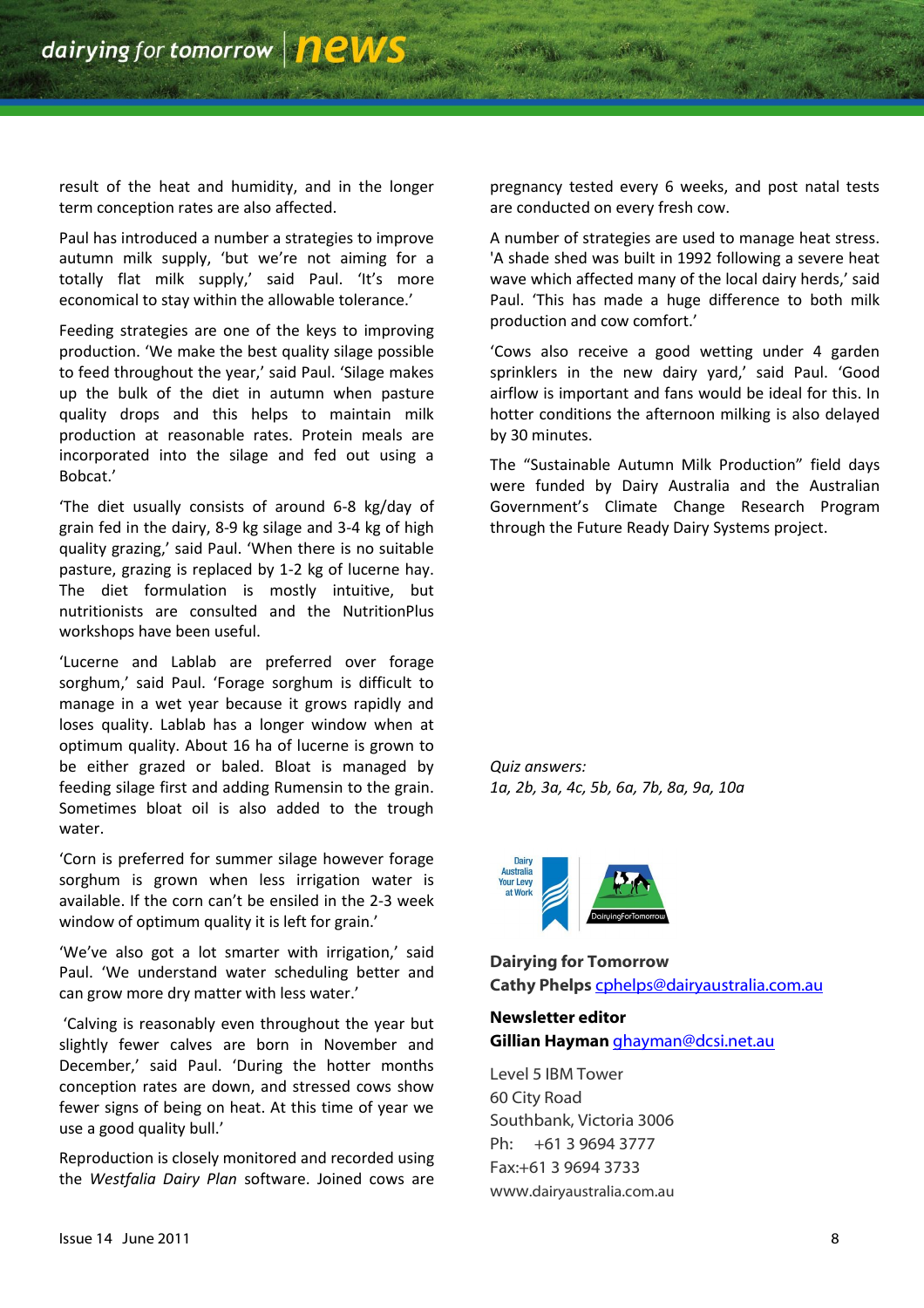result of the heat and humidity, and in the longer term conception rates are also affected.

Paul has introduced a number a strategies to improve autumn milk supply, 'but we're not aiming for a totally flat milk supply,' said Paul. 'It's more economical to stay within the allowable tolerance.'

Feeding strategies are one of the keys to improving production. 'We make the best quality silage possible to feed throughout the year,' said Paul. 'Silage makes up the bulk of the diet in autumn when pasture quality drops and this helps to maintain milk production at reasonable rates. Protein meals are incorporated into the silage and fed out using a Bobcat.'

'The diet usually consists of around 6-8 kg/day of grain fed in the dairy, 8-9 kg silage and 3-4 kg of high quality grazing,' said Paul. 'When there is no suitable pasture, grazing is replaced by 1-2 kg of lucerne hay. The diet formulation is mostly intuitive, but nutritionists are consulted and the NutritionPlus workshops have been useful.

'Lucerne and Lablab are preferred over forage sorghum,' said Paul. 'Forage sorghum is difficult to manage in a wet year because it grows rapidly and loses quality. Lablab has a longer window when at optimum quality. About 16 ha of lucerne is grown to be either grazed or baled. Bloat is managed by feeding silage first and adding Rumensin to the grain. Sometimes bloat oil is also added to the trough water.

'Corn is preferred for summer silage however forage sorghum is grown when less irrigation water is available. If the corn can't be ensiled in the 2-3 week window of optimum quality it is left for grain.'

'We've also got a lot smarter with irrigation,' said Paul. 'We understand water scheduling better and can grow more dry matter with less water.'

'Calving is reasonably even throughout the year but slightly fewer calves are born in November and December,' said Paul. 'During the hotter months conception rates are down, and stressed cows show fewer signs of being on heat. At this time of year we use a good quality bull.'

Reproduction is closely monitored and recorded using the *Westfalia Dairy Plan* software. Joined cows are pregnancy tested every 6 weeks, and post natal tests are conducted on every fresh cow.

A number of strategies are used to manage heat stress. 'A shade shed was built in 1992 following a severe heat wave which affected many of the local dairy herds,' said Paul. 'This has made a huge difference to both milk production and cow comfort.'

'Cows also receive a good wetting under 4 garden sprinklers in the new dairy yard,' said Paul. 'Good airflow is important and fans would be ideal for this. In hotter conditions the afternoon milking is also delayed by 30 minutes.

The "Sustainable Autumn Milk Production" field days were funded by Dairy Australia and the Australian Government's Climate Change Research Program through the Future Ready Dairy Systems project.

*Quiz answers:*
*1a, 2b, 3a, 4c, 5b, 6a, 7b, 8a, 9a, 10a*

Dairy Australia Your Levy at Work

DairyingForTomorrow

**Dairying for Tomorrow**
**Cathy Phelps** cphelps@dairyaustralia.com.au

**Newsletter editor**
**Gillian Hayman** ghayman@dcsi.net.au

Level 5 IBM Tower
60 City Road
Southbank, Victoria 3006
Ph: +61 3 9694 3777
Fax:+61 3 9694 3733
www.dairyaustralia.com.au